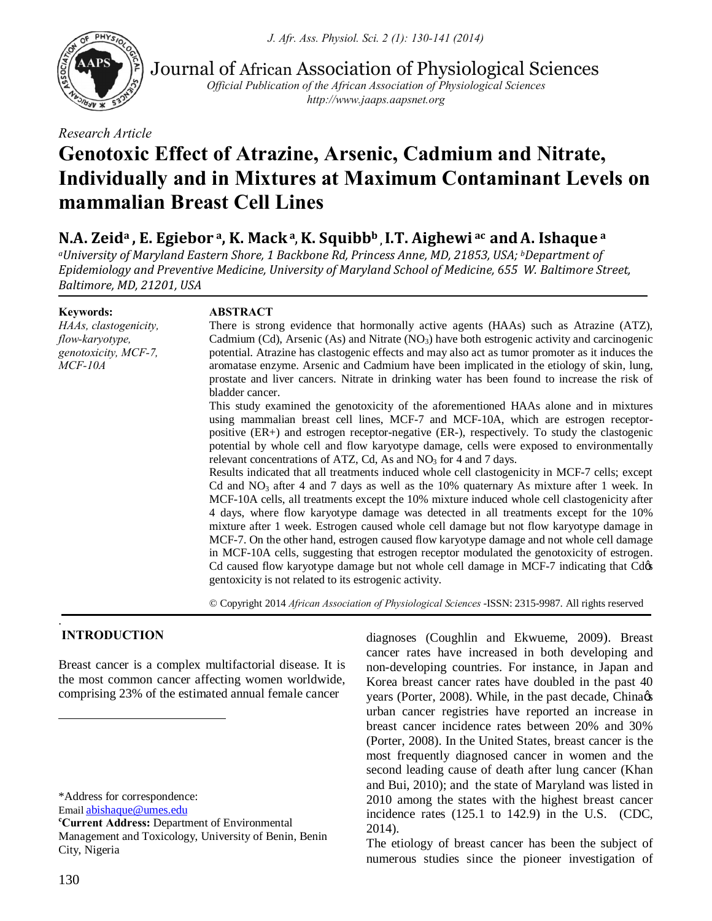Journal of African Association of Physiological Sciences

*Official Publication of the African Association of Physiological Sciences*
*http://www.jaaps.aapsnet.org*

*Research Article*

# Genotoxic Effect of Atrazine, Arsenic, Cadmium and Nitrate, Individually and in Mixtures at Maximum Contaminant Levels on mammalian Breast Cell Lines

**N.A. Zeid[a], E. Egiebor[a], K. Mack[a], K. Squibb[b], I.T. Aighewi[ac] and A. Ishaque[a]**

*[a]University of Maryland Eastern Shore, 1 Backbone Rd, Princess Anne, MD, 21853, USA; [b]Department of Epidemiology and Preventive Medicine, University of Maryland School of Medicine, 655 W. Baltimore Street, Baltimore, MD, 21201, USA*

**Keywords:**
*HAAs, clastogenicity, flow-karyotype, genotoxicity, MCF-7, MCF-10A*

**ABSTRACT**

There is strong evidence that hormonally active agents (HAAs) such as Atrazine (ATZ), Cadmium (Cd), Arsenic (As) and Nitrate ($NO_3$) have both estrogenic activity and carcinogenic potential. Atrazine has clastogenic effects and may also act as tumor promoter as it induces the aromatase enzyme. Arsenic and Cadmium have been implicated in the etiology of skin, lung, prostate and liver cancers. Nitrate in drinking water has been found to increase the risk of bladder cancer.

This study examined the genotoxicity of the aforementioned HAAs alone and in mixtures using mammalian breast cell lines, MCF-7 and MCF-10A, which are estrogen receptor-positive (ER+) and estrogen receptor-negative (ER-), respectively. To study the clastogenic potential by whole cell and flow karyotype damage, cells were exposed to environmentally relevant concentrations of ATZ, Cd, As and $NO_3$ for 4 and 7 days.

Results indicated that all treatments induced whole cell clastogenicity in MCF-7 cells; except Cd and $NO_3$ after 4 and 7 days as well as the 10% quaternary As mixture after 1 week. In MCF-10A cells, all treatments except the 10% mixture induced whole cell clastogenicity after 4 days, where flow karyotype damage was detected in all treatments except for the 10% mixture after 1 week. Estrogen caused whole cell damage but not flow karyotype damage in MCF-7. On the other hand, estrogen caused flow karyotype damage and not whole cell damage in MCF-10A cells, suggesting that estrogen receptor modulated the genotoxicity of estrogen. Cd caused flow karyotype damage but not whole cell damage in MCF-7 indicating that Cd's gentoxicity is not related to its estrogenic activity.

© Copyright 2014 *African Association of Physiological Sciences* -ISSN: 2315-9987. All rights reserved

## INTRODUCTION

Breast cancer is a complex multifactorial disease. It is the most common cancer affecting women worldwide, comprising 23% of the estimated annual female cancer diagnoses (Coughlin and Ekwueme, 2009). Breast cancer rates have increased in both developing and non-developing countries. For instance, in Japan and Korea breast cancer rates have doubled in the past 40 years (Porter, 2008). While, in the past decade, China's urban cancer registries have reported an increase in breast cancer incidence rates between 20% and 30% (Porter, 2008). In the United States, breast cancer is the most frequently diagnosed cancer in women and the second leading cause of death after lung cancer (Khan and Bui, 2010); and the state of Maryland was listed in 2010 among the states with the highest breast cancer incidence rates (125.1 to 142.9) in the U.S. (CDC, 2014).

The etiology of breast cancer has been the subject of numerous studies since the pioneer investigation of

\*Address for correspondence:
Email abishaque@umes.edu

[c]**Current Address:** Department of Environmental Management and Toxicology, University of Benin, Benin City, Nigeria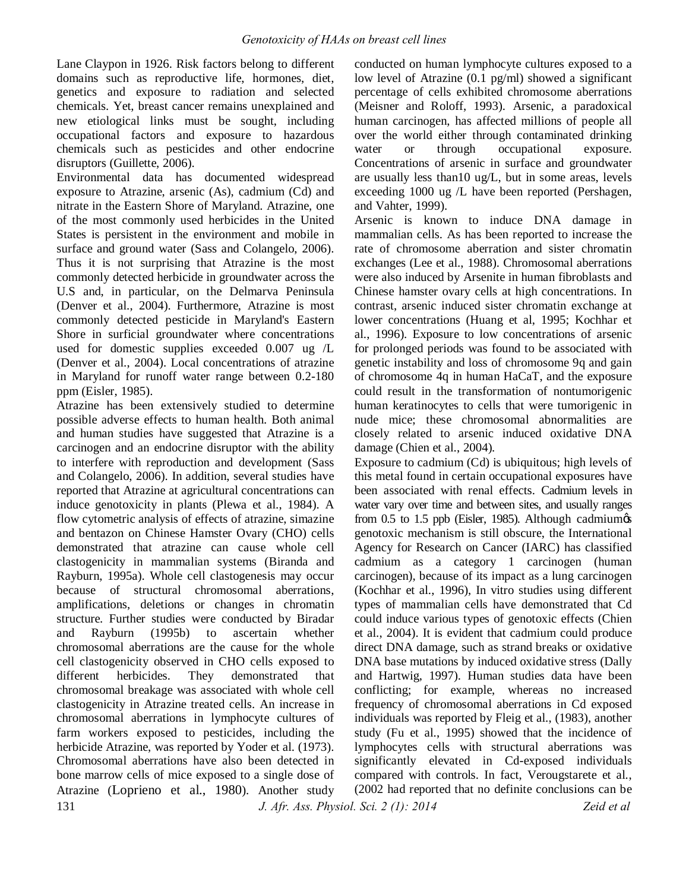Lane Claypon in 1926. Risk factors belong to different domains such as reproductive life, hormones, diet, genetics and exposure to radiation and selected chemicals. Yet, breast cancer remains unexplained and new etiological links must be sought, including occupational factors and exposure to hazardous chemicals such as pesticides and other endocrine disruptors (Guillette, 2006).

Environmental data has documented widespread exposure to Atrazine, arsenic (As), cadmium (Cd) and nitrate in the Eastern Shore of Maryland. Atrazine, one of the most commonly used herbicides in the United States is persistent in the environment and mobile in surface and ground water (Sass and Colangelo, 2006). Thus it is not surprising that Atrazine is the most commonly detected herbicide in groundwater across the U.S and, in particular, on the Delmarva Peninsula (Denver et al., 2004). Furthermore, Atrazine is most commonly detected pesticide in Maryland's Eastern Shore in surficial groundwater where concentrations used for domestic supplies exceeded 0.007 ug /L (Denver et al., 2004). Local concentrations of atrazine in Maryland for runoff water range between 0.2-180 ppm (Eisler, 1985).

Atrazine has been extensively studied to determine possible adverse effects to human health. Both animal and human studies have suggested that Atrazine is a carcinogen and an endocrine disruptor with the ability to interfere with reproduction and development (Sass and Colangelo, 2006). In addition, several studies have reported that Atrazine at agricultural concentrations can induce genotoxicity in plants (Plewa et al., 1984). A flow cytometric analysis of effects of atrazine, simazine and bentazon on Chinese Hamster Ovary (CHO) cells demonstrated that atrazine can cause whole cell clastogenicity in mammalian systems (Biranda and Rayburn, 1995a). Whole cell clastogenesis may occur because of structural chromosomal aberrations, amplifications, deletions or changes in chromatin structure. Further studies were conducted by Biradar and Rayburn (1995b) to ascertain whether chromosomal aberrations are the cause for the whole cell clastogenicity observed in CHO cells exposed to different herbicides. They demonstrated that chromosomal breakage was associated with whole cell clastogenicity in Atrazine treated cells. An increase in chromosomal aberrations in lymphocyte cultures of farm workers exposed to pesticides, including the herbicide Atrazine, was reported by Yoder et al. (1973). Chromosomal aberrations have also been detected in bone marrow cells of mice exposed to a single dose of Atrazine (Loprieno et al., 1980). Another study conducted on human lymphocyte cultures exposed to a low level of Atrazine (0.1 pg/ml) showed a significant percentage of cells exhibited chromosome aberrations (Meisner and Roloff, 1993). Arsenic, a paradoxical human carcinogen, has affected millions of people all over the world either through contaminated drinking water or through occupational exposure. Concentrations of arsenic in surface and groundwater are usually less than10 ug/L, but in some areas, levels exceeding 1000 ug /L have been reported (Pershagen, and Vahter, 1999).

Arsenic is known to induce DNA damage in mammalian cells. As has been reported to increase the rate of chromosome aberration and sister chromatin exchanges (Lee et al., 1988). Chromosomal aberrations were also induced by Arsenite in human fibroblasts and Chinese hamster ovary cells at high concentrations. In contrast, arsenic induced sister chromatin exchange at lower concentrations (Huang et al, 1995; Kochhar et al., 1996). Exposure to low concentrations of arsenic for prolonged periods was found to be associated with genetic instability and loss of chromosome 9q and gain of chromosome 4q in human HaCaT, and the exposure could result in the transformation of nontumorigenic human keratinocytes to cells that were tumorigenic in nude mice; these chromosomal abnormalities are closely related to arsenic induced oxidative DNA damage (Chien et al., 2004).

Exposure to cadmium (Cd) is ubiquitous; high levels of this metal found in certain occupational exposures have been associated with renal effects. Cadmium levels in water vary over time and between sites, and usually ranges from 0.5 to 1.5 ppb (Eisler, 1985). Although cadmium's genotoxic mechanism is still obscure, the International Agency for Research on Cancer (IARC) has classified cadmium as a category 1 carcinogen (human carcinogen), because of its impact as a lung carcinogen (Kochhar et al., 1996), In vitro studies using different types of mammalian cells have demonstrated that Cd could induce various types of genotoxic effects (Chien et al., 2004). It is evident that cadmium could produce direct DNA damage, such as strand breaks or oxidative DNA base mutations by induced oxidative stress (Dally and Hartwig, 1997). Human studies data have been conflicting; for example, whereas no increased frequency of chromosomal aberrations in Cd exposed individuals was reported by Fleig et al., (1983), another study (Fu et al., 1995) showed that the incidence of lymphocytes cells with structural aberrations was significantly elevated in Cd-exposed individuals compared with controls. In fact, Verougstarete et al., (2002 had reported that no definite conclusions can be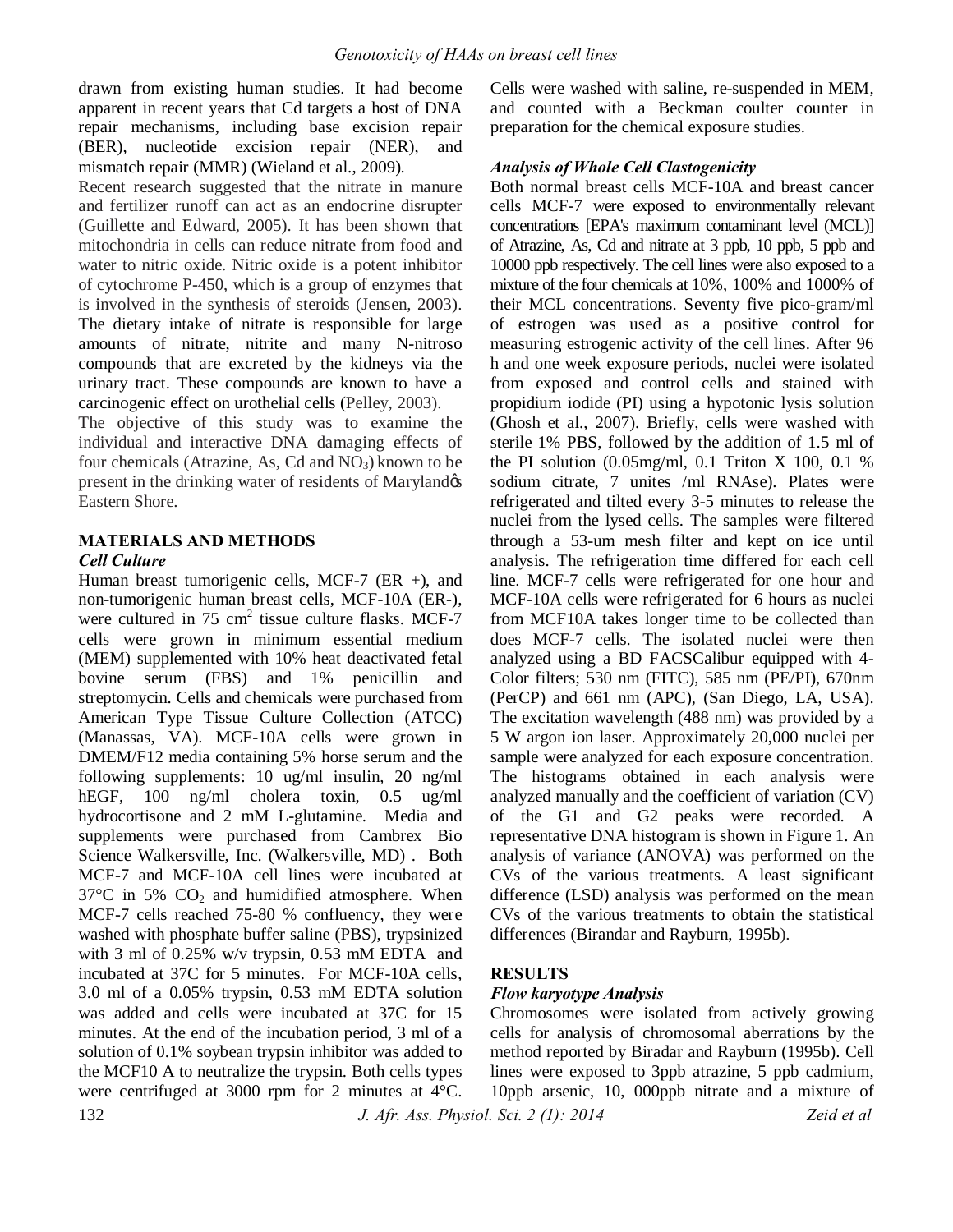drawn from existing human studies. It had become apparent in recent years that Cd targets a host of DNA repair mechanisms, including base excision repair (BER), nucleotide excision repair (NER), and mismatch repair (MMR) (Wieland et al., 2009).

Recent research suggested that the nitrate in manure and fertilizer runoff can act as an endocrine disrupter (Guillette and Edward, 2005). It has been shown that mitochondria in cells can reduce nitrate from food and water to nitric oxide. Nitric oxide is a potent inhibitor of cytochrome P-450, which is a group of enzymes that is involved in the synthesis of steroids (Jensen, 2003). The dietary intake of nitrate is responsible for large amounts of nitrate, nitrite and many N-nitroso compounds that are excreted by the kidneys via the urinary tract. These compounds are known to have a carcinogenic effect on urothelial cells (Pelley, 2003).

The objective of this study was to examine the individual and interactive DNA damaging effects of four chemicals (Atrazine, As, Cd and $NO_3$) known to be present in the drinking water of residents of Marylandøs Eastern Shore.

## MATERIALS AND METHODS

### *Cell Culture*

Human breast tumorigenic cells, MCF-7 (ER +), and non-tumorigenic human breast cells, MCF-10A (ER-), were cultured in 75 $cm^2$ tissue culture flasks. MCF-7 cells were grown in minimum essential medium (MEM) supplemented with 10% heat deactivated fetal bovine serum (FBS) and 1% penicillin and streptomycin. Cells and chemicals were purchased from American Type Tissue Culture Collection (ATCC) (Manassas, VA). MCF-10A cells were grown in DMEM/F12 media containing 5% horse serum and the following supplements: 10 ug/ml insulin, 20 ng/ml hEGF, 100 ng/ml cholera toxin, 0.5 ug/ml hydrocortisone and 2 mM L-glutamine. Media and supplements were purchased from Cambrex Bio Science Walkersville, Inc. (Walkersville, MD) . Both MCF-7 and MCF-10A cell lines were incubated at 37°C in 5% $CO_2$ and humidified atmosphere. When MCF-7 cells reached 75-80 % confluency, they were washed with phosphate buffer saline (PBS), trypsinized with 3 ml of 0.25% w/v trypsin, 0.53 mM EDTA and incubated at 37C for 5 minutes. For MCF-10A cells, 3.0 ml of a 0.05% trypsin, 0.53 mM EDTA solution was added and cells were incubated at 37C for 15 minutes. At the end of the incubation period, 3 ml of a solution of 0.1% soybean trypsin inhibitor was added to the MCF10 A to neutralize the trypsin. Both cells types were centrifuged at 3000 rpm for 2 minutes at 4°C. Cells were washed with saline, re-suspended in MEM, and counted with a Beckman coulter counter in preparation for the chemical exposure studies.

### *Analysis of Whole Cell Clastogenicity*

Both normal breast cells MCF-10A and breast cancer cells MCF-7 were exposed to environmentally relevant concentrations [EPA's maximum contaminant level (MCL)] of Atrazine, As, Cd and nitrate at 3 ppb, 10 ppb, 5 ppb and 10000 ppb respectively. The cell lines were also exposed to a mixture of the four chemicals at 10%, 100% and 1000% of their MCL concentrations. Seventy five pico-gram/ml of estrogen was used as a positive control for measuring estrogenic activity of the cell lines. After 96 h and one week exposure periods, nuclei were isolated from exposed and control cells and stained with propidium iodide (PI) using a hypotonic lysis solution (Ghosh et al., 2007). Briefly, cells were washed with sterile 1% PBS, followed by the addition of 1.5 ml of the PI solution (0.05mg/ml, 0.1 Triton X 100, 0.1 % sodium citrate, 7 unites /ml RNAse). Plates were refrigerated and tilted every 3-5 minutes to release the nuclei from the lysed cells. The samples were filtered through a 53-um mesh filter and kept on ice until analysis. The refrigeration time differed for each cell line. MCF-7 cells were refrigerated for one hour and MCF-10A cells were refrigerated for 6 hours as nuclei from MCF10A takes longer time to be collected than does MCF-7 cells. The isolated nuclei were then analyzed using a BD FACSCalibur equipped with 4-Color filters; 530 nm (FITC), 585 nm (PE/PI), 670nm (PerCP) and 661 nm (APC), (San Diego, LA, USA). The excitation wavelength (488 nm) was provided by a 5 W argon ion laser. Approximately 20,000 nuclei per sample were analyzed for each exposure concentration. The histograms obtained in each analysis were analyzed manually and the coefficient of variation (CV) of the G1 and G2 peaks were recorded. A representative DNA histogram is shown in Figure 1. An analysis of variance (ANOVA) was performed on the CVs of the various treatments. A least significant difference (LSD) analysis was performed on the mean CVs of the various treatments to obtain the statistical differences (Birandar and Rayburn, 1995b).

## RESULTS

### *Flow karyotype Analysis*

Chromosomes were isolated from actively growing cells for analysis of chromosomal aberrations by the method reported by Biradar and Rayburn (1995b). Cell lines were exposed to 3ppb atrazine, 5 ppb cadmium, 10ppb arsenic, 10, 000ppb nitrate and a mixture of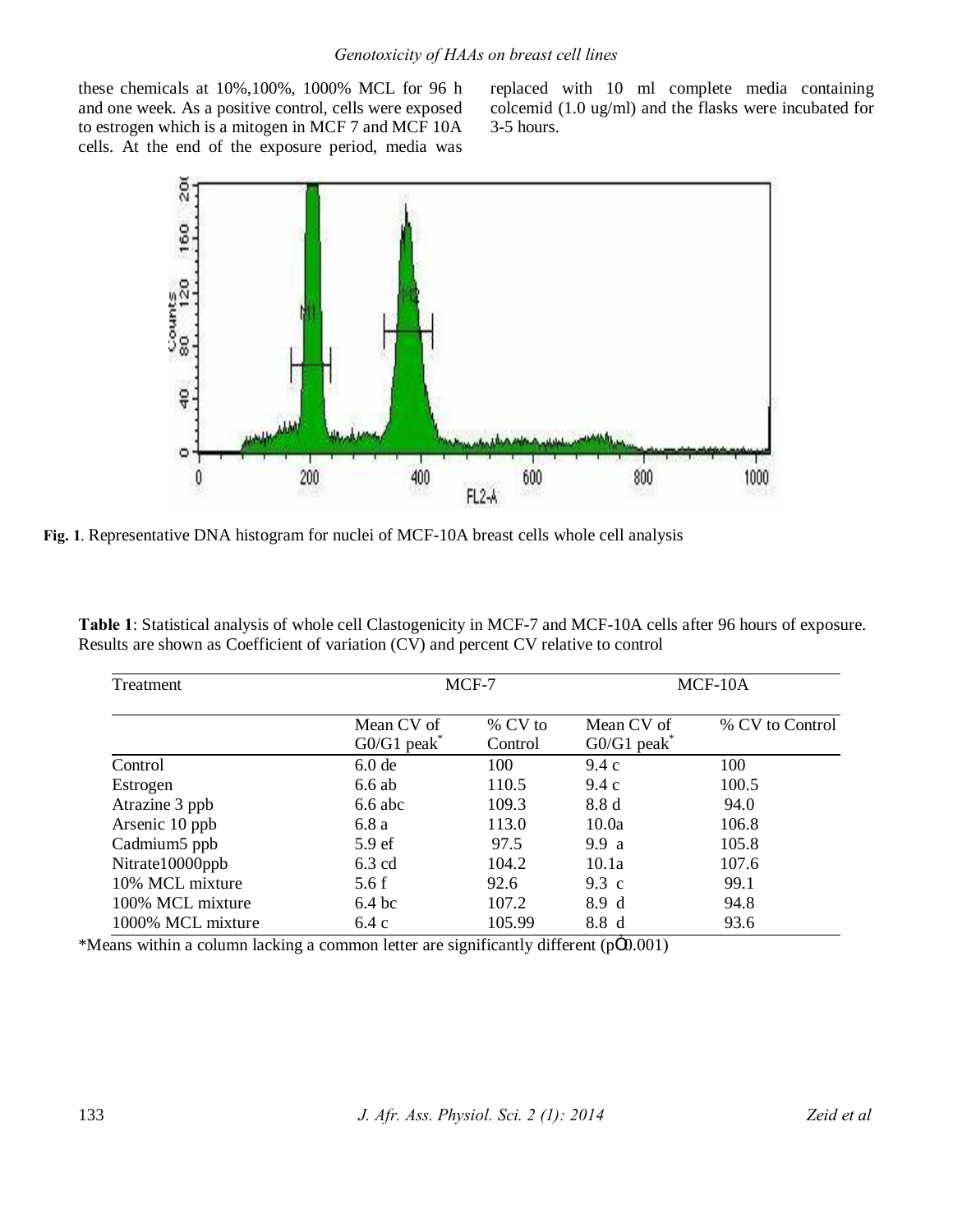these chemicals at 10%,100%, 1000% MCL for 96 h and one week. As a positive control, cells were exposed to estrogen which is a mitogen in MCF 7 and MCF 10A cells. At the end of the exposure period, media was replaced with 10 ml complete media containing colcemid (1.0 ug/ml) and the flasks were incubated for 3-5 hours.

**Fig. 1**. Representative DNA histogram for nuclei of MCF-10A breast cells whole cell analysis

**Table 1**: Statistical analysis of whole cell Clastogenicity in MCF-7 and MCF-10A cells after 96 hours of exposure. Results are shown as Coefficient of variation (CV) and percent CV relative to control

| Treatment | MCF-7 | | MCF-10A | |
|---|---|---|---|---|
| | Mean CV of G0/G1 peak* | % CV to Control | Mean CV of G0/G1 peak* | % CV to Control |
| Control | 6.0 de | 100 | 9.4 c | 100 |
| Estrogen | 6.6 ab | 110.5 | 9.4 c | 100.5 |
| Atrazine 3 ppb | 6.6 abc | 109.3 | 8.8 d | 94.0 |
| Arsenic 10 ppb | 6.8 a | 113.0 | 10.0a | 106.8 |
| Cadmium5 ppb | 5.9 ef | 97.5 | 9.9 a | 105.8 |
| Nitrate10000ppb | 6.3 cd | 104.2 | 10.1a | 107.6 |
| 10% MCL mixture | 5.6 f | 92.6 | 9.3 c | 99.1 |
| 100% MCL mixture | 6.4 bc | 107.2 | 8.9 d | 94.8 |
| 1000% MCL mixture | 6.4 c | 105.99 | 8.8 d | 93.6 |

*Means within a column lacking a common letter are significantly different ($p \leq 0.001$)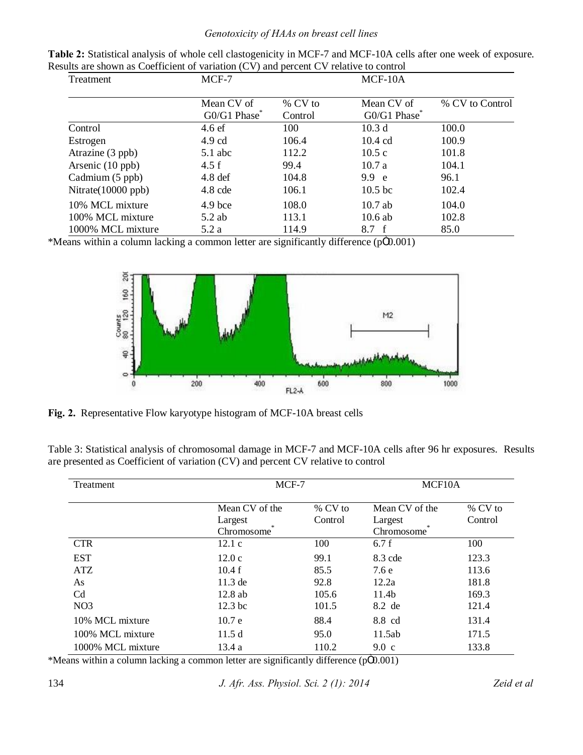**Table 2:** Statistical analysis of whole cell clastogenicity in MCF-7 and MCF-10A cells after one week of exposure. Results are shown as Coefficient of variation (CV) and percent CV relative to control

| Treatment | MCF-7 | | MCF-10A | |
|---|---|---|---|---|
| | Mean CV of G0/G1 Phase* | % CV to Control | Mean CV of G0/G1 Phase* | % CV to Control |
| Control | 4.6 ef | 100 | 10.3 d | 100.0 |
| Estrogen | 4.9 cd | 106.4 | 10.4 cd | 100.9 |
| Atrazine (3 ppb) | 5.1 abc | 112.2 | 10.5 c | 101.8 |
| Arsenic (10 ppb) | 4.5 f | 99.4 | 10.7 a | 104.1 |
| Cadmium (5 ppb) | 4.8 def | 104.8 | 9.9 e | 96.1 |
| Nitrate(10000 ppb) | 4.8 cde | 106.1 | 10.5 bc | 102.4 |
| 10% MCL mixture | 4.9 bce | 108.0 | 10.7 ab | 104.0 |
| 100% MCL mixture | 5.2 ab | 113.1 | 10.6 ab | 102.8 |
| 1000% MCL mixture | 5.2 a | 114.9 | 8.7 f | 85.0 |

*Means within a column lacking a common letter are significantly difference ($p \leq 0.001$)

**Fig. 2.** Representative Flow karyotype histogram of MCF-10A breast cells

Table 3: Statistical analysis of chromosomal damage in MCF-7 and MCF-10A cells after 96 hr exposures. Results are presented as Coefficient of variation (CV) and percent CV relative to control

| Treatment | MCF-7 | | MCF10A | |
|---|---|---|---|---|
| | Mean CV of the Largest Chromosome* | % CV to Control | Mean CV of the Largest Chromosome* | % CV to Control |
| CTR | 12.1 c | 100 | 6.7 f | 100 |
| EST | 12.0 c | 99.1 | 8.3 cde | 123.3 |
| ATZ | 10.4 f | 85.5 | 7.6 e | 113.6 |
| As | 11.3 de | 92.8 | 12.2a | 181.8 |
| Cd | 12.8 ab | 105.6 | 11.4b | 169.3 |
| NO3 | 12.3 bc | 101.5 | 8.2 de | 121.4 |
| 10% MCL mixture | 10.7 e | 88.4 | 8.8 cd | 131.4 |
| 100% MCL mixture | 11.5 d | 95.0 | 11.5ab | 171.5 |
| 1000% MCL mixture | 13.4 a | 110.2 | 9.0 c | 133.8 |

*Means within a column lacking a common letter are significantly difference ($p \leq 0.001$)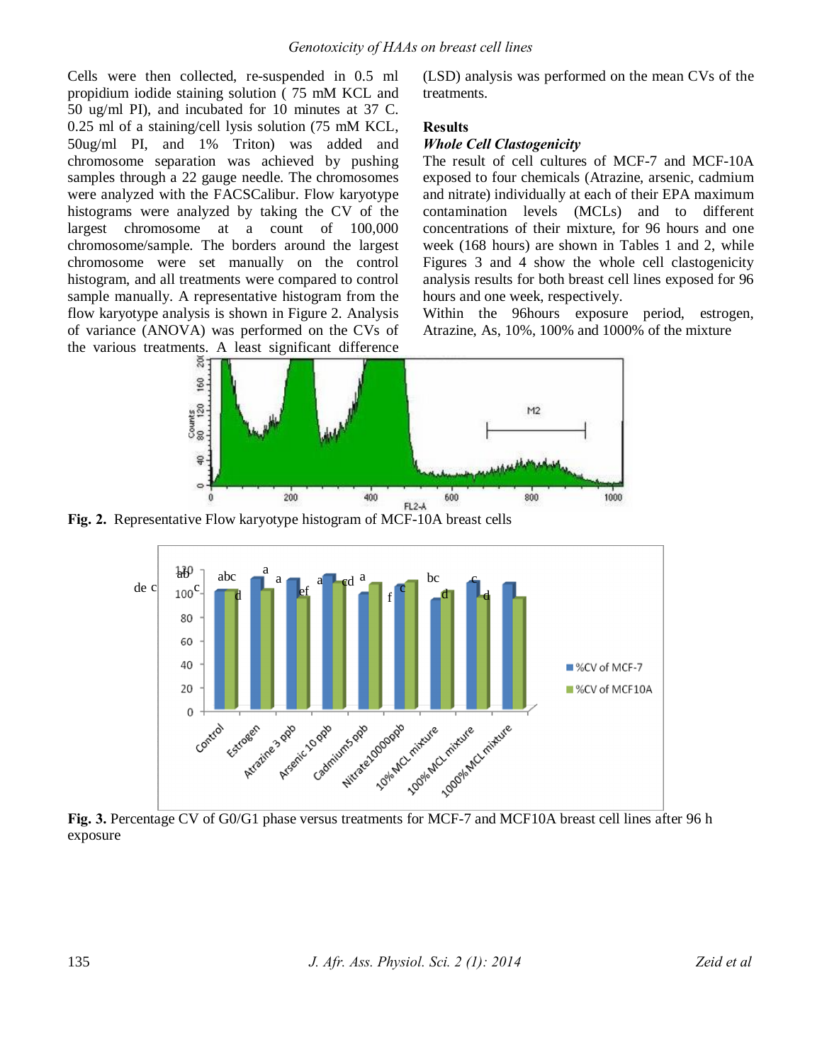Cells were then collected, re-suspended in 0.5 ml propidium iodide staining solution ( 75 mM KCL and 50 ug/ml PI), and incubated for 10 minutes at 37 C. 0.25 ml of a staining/cell lysis solution (75 mM KCL, 50ug/ml PI, and 1% Triton) was added and chromosome separation was achieved by pushing samples through a 22 gauge needle. The chromosomes were analyzed with the FACSCalibur. Flow karyotype histograms were analyzed by taking the CV of the largest chromosome at a count of 100,000 chromosome/sample. The borders around the largest chromosome were set manually on the control histogram, and all treatments were compared to control sample manually. A representative histogram from the flow karyotype analysis is shown in Figure 2. Analysis of variance (ANOVA) was performed on the CVs of the various treatments. A least significant difference (LSD) analysis was performed on the mean CVs of the treatments.

## Results

### *Whole Cell Clastogenicity*

The result of cell cultures of MCF-7 and MCF-10A exposed to four chemicals (Atrazine, arsenic, cadmium and nitrate) individually at each of their EPA maximum contamination levels (MCLs) and to different concentrations of their mixture, for 96 hours and one week (168 hours) are shown in Tables 1 and 2, while Figures 3 and 4 show the whole cell clastogenicity analysis results for both breast cell lines exposed for 96 hours and one week, respectively.

Within the 96hours exposure period, estrogen, Atrazine, As, 10%, 100% and 1000% of the mixture

**Fig. 2.** Representative Flow karyotype histogram of MCF-10A breast cells

**Fig. 3.** Percentage CV of G0/G1 phase versus treatments for MCF-7 and MCF10A breast cell lines after 96 h exposure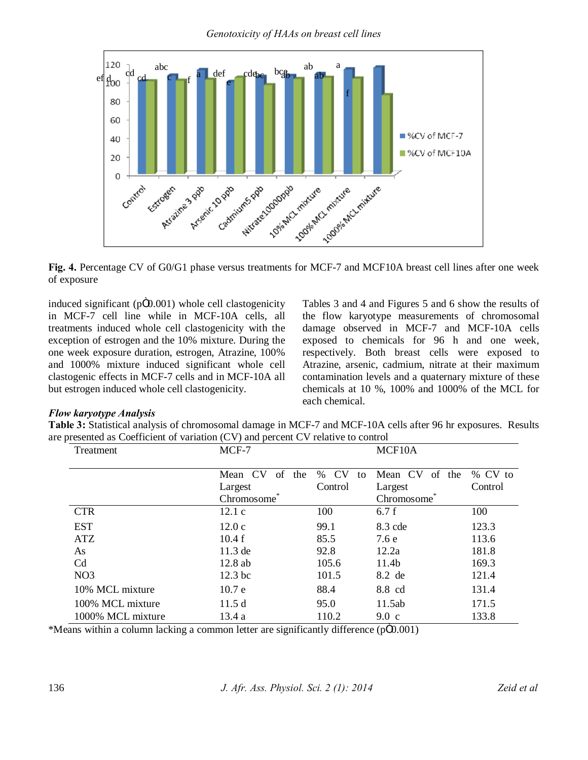Fig. 4. Percentage CV of G0/G1 phase versus treatments for MCF-7 and MCF10A breast cell lines after one week of exposure

induced significant (p≤0.001) whole cell clastogenicity in MCF-7 cell line while in MCF-10A cells, all treatments induced whole cell clastogenicity with the exception of estrogen and the 10% mixture. During the one week exposure duration, estrogen, Atrazine, 100% and 1000% mixture induced significant whole cell clastogenic effects in MCF-7 cells and in MCF-10A all but estrogen induced whole cell clastogenicity.

Tables 3 and 4 and Figures 5 and 6 show the results of the flow karyotype measurements of chromosomal damage observed in MCF-7 and MCF-10A cells exposed to chemicals for 96 h and one week, respectively. Both breast cells were exposed to Atrazine, arsenic, cadmium, nitrate at their maximum contamination levels and a quaternary mixture of these chemicals at 10 %, 100% and 1000% of the MCL for each chemical.

### *Flow karyotype Analysis*

**Table 3:** Statistical analysis of chromosomal damage in MCF-7 and MCF-10A cells after 96 hr exposures. Results are presented as Coefficient of variation (CV) and percent CV relative to control

| Treatment | MCF-7 | | MCF10A | |
|---|---|---|---|---|
| | Mean CV of the Largest Chromosome* | % CV to Control | Mean CV of the Largest Chromosome* | % CV to Control |
| CTR | 12.1 c | 100 | 6.7 f | 100 |
| EST | 12.0 c | 99.1 | 8.3 cde | 123.3 |
| ATZ | 10.4 f | 85.5 | 7.6 e | 113.6 |
| As | 11.3 de | 92.8 | 12.2a | 181.8 |
| Cd | 12.8 ab | 105.6 | 11.4b | 169.3 |
| NO3 | 12.3 bc | 101.5 | 8.2 de | 121.4 |
| 10% MCL mixture | 10.7 e | 88.4 | 8.8 cd | 131.4 |
| 100% MCL mixture | 11.5 d | 95.0 | 11.5ab | 171.5 |
| 1000% MCL mixture | 13.4 a | 110.2 | 9.0 c | 133.8 |

*Means within a column lacking a common letter are significantly difference (p≤0.001)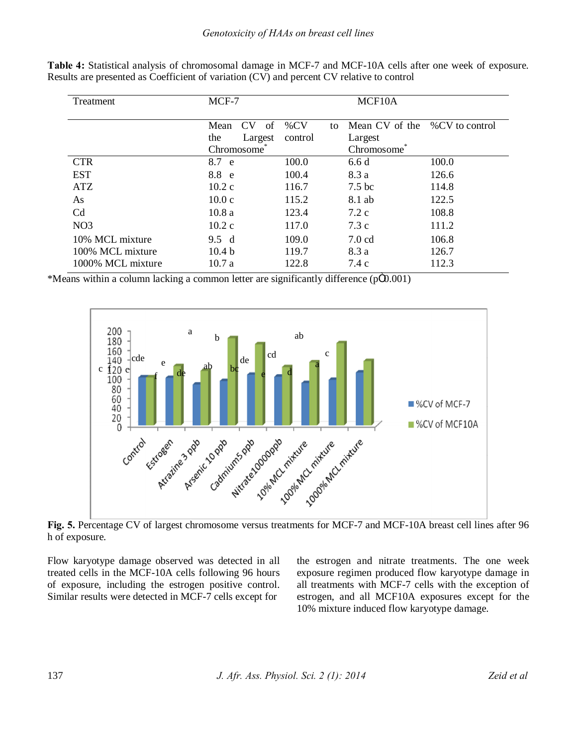**Table 4:** Statistical analysis of chromosomal damage in MCF-7 and MCF-10A cells after one week of exposure. Results are presented as Coefficient of variation (CV) and percent CV relative to control

| Treatment | MCF-7 | | MCF10A | |
|---|---|---|---|---|
| | Mean CV of the Largest Chromosome* | %CV to control | Mean CV of the Largest Chromosome* | %CV to control |
| CTR | 8.7 e | 100.0 | 6.6 d | 100.0 |
| EST | 8.8 e | 100.4 | 8.3 a | 126.6 |
| ATZ | 10.2 c | 116.7 | 7.5 bc | 114.8 |
| As | 10.0 c | 115.2 | 8.1 ab | 122.5 |
| Cd | 10.8 a | 123.4 | 7.2 c | 108.8 |
| NO3 | 10.2 c | 117.0 | 7.3 c | 111.2 |
| 10% MCL mixture | 9.5 d | 109.0 | 7.0 cd | 106.8 |
| 100% MCL mixture | 10.4 b | 119.7 | 8.3 a | 126.7 |
| 1000% MCL mixture | 10.7 a | 122.8 | 7.4 c | 112.3 |

*Means within a column lacking a common letter are significantly difference (p≤0.001)

**Fig. 5.** Percentage CV of largest chromosome versus treatments for MCF-7 and MCF-10A breast cell lines after 96 h of exposure.

Flow karyotype damage observed was detected in all treated cells in the MCF-10A cells following 96 hours of exposure, including the estrogen positive control. Similar results were detected in MCF-7 cells except for the estrogen and nitrate treatments. The one week exposure regimen produced flow karyotype damage in all treatments with MCF-7 cells with the exception of estrogen, and all MCF10A exposures except for the 10% mixture induced flow karyotype damage.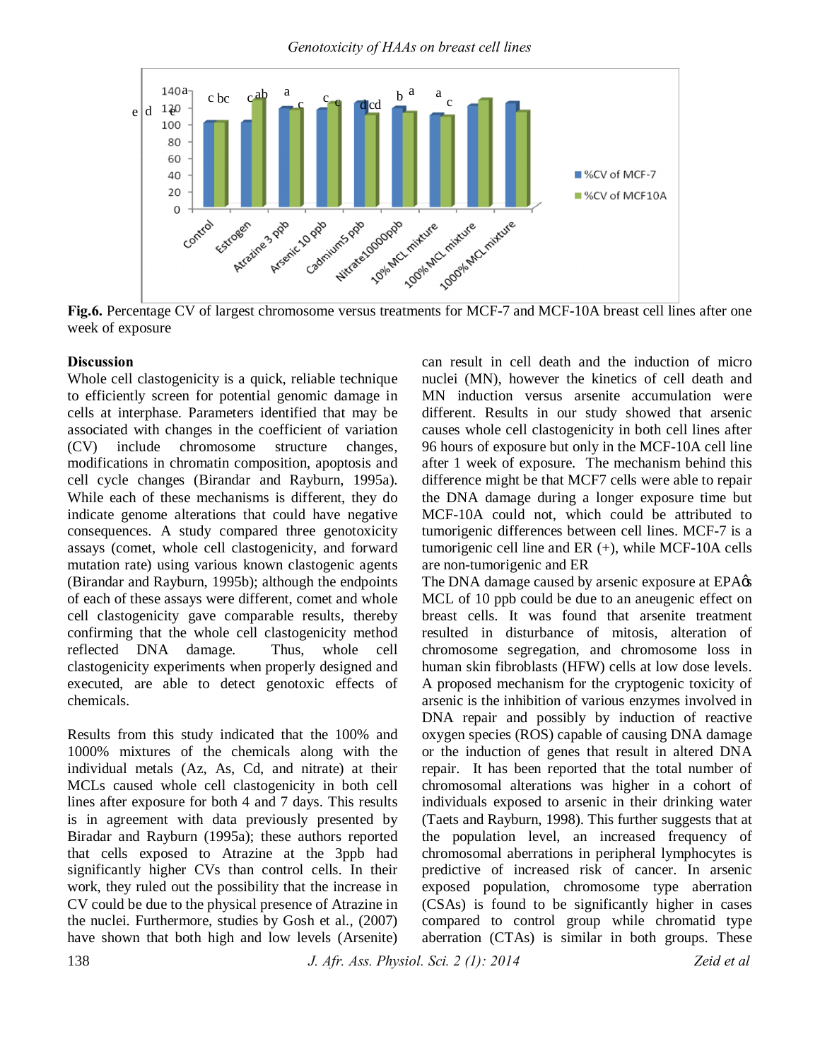**Fig.6.** Percentage CV of largest chromosome versus treatments for MCF-7 and MCF-10A breast cell lines after one week of exposure

## Discussion

Whole cell clastogenicity is a quick, reliable technique to efficiently screen for potential genomic damage in cells at interphase. Parameters identified that may be associated with changes in the coefficient of variation (CV) include chromosome structure changes, modifications in chromatin composition, apoptosis and cell cycle changes (Birandar and Rayburn, 1995a). While each of these mechanisms is different, they do indicate genome alterations that could have negative consequences. A study compared three genotoxicity assays (comet, whole cell clastogenicity, and forward mutation rate) using various known clastogenic agents (Birandar and Rayburn, 1995b); although the endpoints of each of these assays were different, comet and whole cell clastogenicity gave comparable results, thereby confirming that the whole cell clastogenicity method reflected DNA damage. Thus, whole cell clastogenicity experiments when properly designed and executed, are able to detect genotoxic effects of chemicals.

Results from this study indicated that the 100% and 1000% mixtures of the chemicals along with the individual metals (Az, As, Cd, and nitrate) at their MCLs caused whole cell clastogenicity in both cell lines after exposure for both 4 and 7 days. This results is in agreement with data previously presented by Biradar and Rayburn (1995a); these authors reported that cells exposed to Atrazine at the 3ppb had significantly higher CVs than control cells. In their work, they ruled out the possibility that the increase in CV could be due to the physical presence of Atrazine in the nuclei. Furthermore, studies by Gosh et al., (2007) have shown that both high and low levels (Arsenite) can result in cell death and the induction of micro nuclei (MN), however the kinetics of cell death and MN induction versus arsenite accumulation were different. Results in our study showed that arsenic causes whole cell clastogenicity in both cell lines after 96 hours of exposure but only in the MCF-10A cell line after 1 week of exposure. The mechanism behind this difference might be that MCF7 cells were able to repair the DNA damage during a longer exposure time but MCF-10A could not, which could be attributed to tumorigenic differences between cell lines. MCF-7 is a tumorigenic cell line and ER (+), while MCF-10A cells are non-tumorigenic and ER

The DNA damage caused by arsenic exposure at EPAø MCL of 10 ppb could be due to an aneugenic effect on breast cells. It was found that arsenite treatment resulted in disturbance of mitosis, alteration of chromosome segregation, and chromosome loss in human skin fibroblasts (HFW) cells at low dose levels. A proposed mechanism for the cryptogenic toxicity of arsenic is the inhibition of various enzymes involved in DNA repair and possibly by induction of reactive oxygen species (ROS) capable of causing DNA damage or the induction of genes that result in altered DNA repair. It has been reported that the total number of chromosomal alterations was higher in a cohort of individuals exposed to arsenic in their drinking water (Taets and Rayburn, 1998). This further suggests that at the population level, an increased frequency of chromosomal aberrations in peripheral lymphocytes is predictive of increased risk of cancer. In arsenic exposed population, chromosome type aberration (CSAs) is found to be significantly higher in cases compared to control group while chromatid type aberration (CTAs) is similar in both groups. These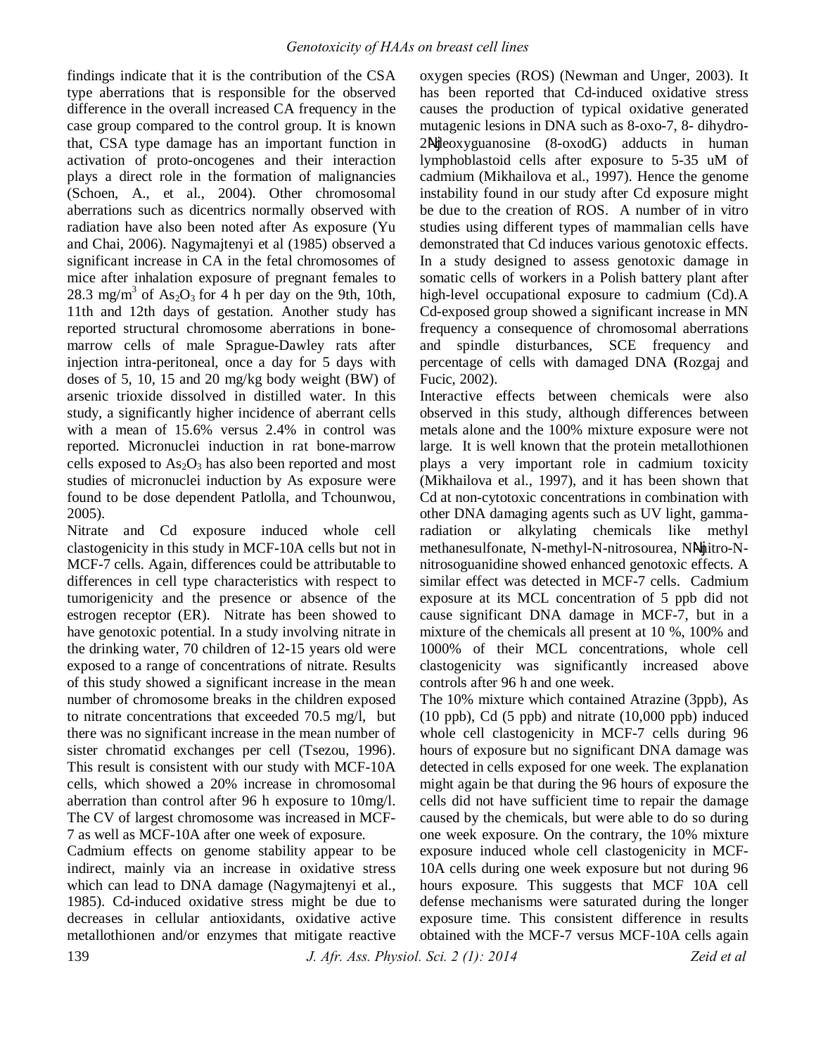findings indicate that it is the contribution of the CSA type aberrations that is responsible for the observed difference in the overall increased CA frequency in the case group compared to the control group. It is known that, CSA type damage has an important function in activation of proto-oncogenes and their interaction plays a direct role in the formation of malignancies (Schoen, A., et al., 2004). Other chromosomal aberrations such as dicentrics normally observed with radiation have also been noted after As exposure (Yu and Chai, 2006). Nagymajtenyi et al (1985) observed a significant increase in CA in the fetal chromosomes of mice after inhalation exposure of pregnant females to 28.3 mg/m$^3$ of $As_2O_3$ for 4 h per day on the 9th, 10th, 11th and 12th days of gestation. Another study has reported structural chromosome aberrations in bone-marrow cells of male Sprague-Dawley rats after injection intra-peritoneal, once a day for 5 days with doses of 5, 10, 15 and 20 mg/kg body weight (BW) of arsenic trioxide dissolved in distilled water. In this study, a significantly higher incidence of aberrant cells with a mean of 15.6% versus 2.4% in control was reported. Micronuclei induction in rat bone-marrow cells exposed to $As_2O_3$ has also been reported and most studies of micronuclei induction by As exposure were found to be dose dependent Patlolla, and Tchounwou, 2005).

Nitrate and Cd exposure induced whole cell clastogenicity in this study in MCF-10A cells but not in MCF-7 cells. Again, differences could be attributable to differences in cell type characteristics with respect to tumorigenicity and the presence or absence of the estrogen receptor (ER). Nitrate has been showed to have genotoxic potential. In a study involving nitrate in the drinking water, 70 children of 12-15 years old were exposed to a range of concentrations of nitrate. Results of this study showed a significant increase in the mean number of chromosome breaks in the children exposed to nitrate concentrations that exceeded 70.5 mg/l, but there was no significant increase in the mean number of sister chromatid exchanges per cell (Tsezou, 1996). This result is consistent with our study with MCF-10A cells, which showed a 20% increase in chromosomal aberration than control after 96 h exposure to 10mg/l. The CV of largest chromosome was increased in MCF-7 as well as MCF-10A after one week of exposure.

Cadmium effects on genome stability appear to be indirect, mainly via an increase in oxidative stress which can lead to DNA damage (Nagymajtenyi et al., 1985). Cd-induced oxidative stress might be due to decreases in cellular antioxidants, oxidative active metallothionen and/or enzymes that mitigate reactive oxygen species (ROS) (Newman and Unger, 2003). It has been reported that Cd-induced oxidative stress causes the production of typical oxidative generated mutagenic lesions in DNA such as 8-oxo-7, 8- dihydro-2'-deoxyguanosine (8-oxodG) adducts in human lymphoblastoid cells after exposure to 5-35 uM of cadmium (Mikhailova et al., 1997). Hence the genome instability found in our study after Cd exposure might be due to the creation of ROS. A number of in vitro studies using different types of mammalian cells have demonstrated that Cd induces various genotoxic effects. In a study designed to assess genotoxic damage in somatic cells of workers in a Polish battery plant after high-level occupational exposure to cadmium (Cd).A Cd-exposed group showed a significant increase in MN frequency a consequence of chromosomal aberrations and spindle disturbances, SCE frequency and percentage of cells with damaged DNA (Rozgaj and Fucic, 2002).

Interactive effects between chemicals were also observed in this study, although differences between metals alone and the 100% mixture exposure were not large. It is well known that the protein metallothionen plays a very important role in cadmium toxicity (Mikhailova et al., 1997), and it has been shown that Cd at non-cytotoxic concentrations in combination with other DNA damaging agents such as UV light, gamma-radiation or alkylating chemicals like methyl methanesulfonate, N-methyl-N-nitrosourea, N'-nitro-N-nitrosoguanidine showed enhanced genotoxic effects. A similar effect was detected in MCF-7 cells. Cadmium exposure at its MCL concentration of 5 ppb did not cause significant DNA damage in MCF-7, but in a mixture of the chemicals all present at 10 %, 100% and 1000% of their MCL concentrations, whole cell clastogenicity was significantly increased above controls after 96 h and one week.

The 10% mixture which contained Atrazine (3ppb), As (10 ppb), Cd (5 ppb) and nitrate (10,000 ppb) induced whole cell clastogenicity in MCF-7 cells during 96 hours of exposure but no significant DNA damage was detected in cells exposed for one week. The explanation might again be that during the 96 hours of exposure the cells did not have sufficient time to repair the damage caused by the chemicals, but were able to do so during one week exposure. On the contrary, the 10% mixture exposure induced whole cell clastogenicity in MCF-10A cells during one week exposure but not during 96 hours exposure. This suggests that MCF 10A cell defense mechanisms were saturated during the longer exposure time. This consistent difference in results obtained with the MCF-7 versus MCF-10A cells again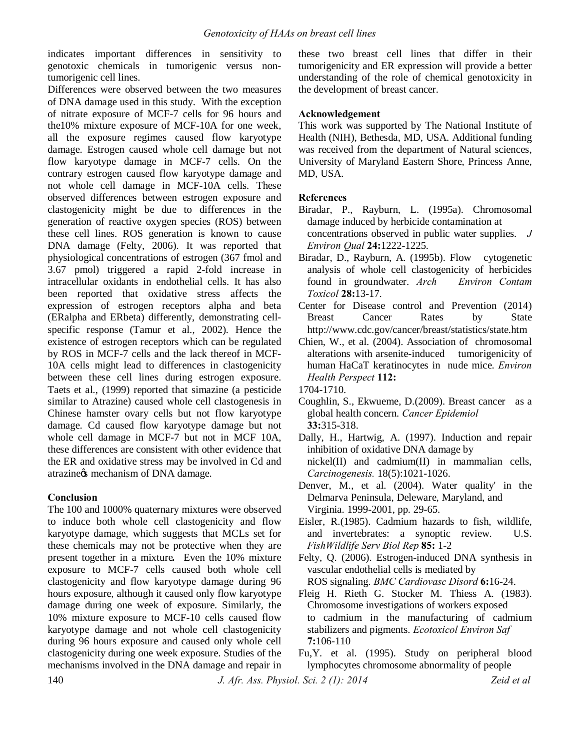indicates important differences in sensitivity to genotoxic chemicals in tumorigenic versus non-tumorigenic cell lines.

Differences were observed between the two measures of DNA damage used in this study. With the exception of nitrate exposure of MCF-7 cells for 96 hours and the10% mixture exposure of MCF-10A for one week, all the exposure regimes caused flow karyotype damage. Estrogen caused whole cell damage but not flow karyotype damage in MCF-7 cells. On the contrary estrogen caused flow karyotype damage and not whole cell damage in MCF-10A cells. These observed differences between estrogen exposure and clastogenicity might be due to differences in the generation of reactive oxygen species (ROS) between these cell lines. ROS generation is known to cause DNA damage (Felty, 2006). It was reported that physiological concentrations of estrogen (367 fmol and 3.67 pmol) triggered a rapid 2-fold increase in intracellular oxidants in endothelial cells. It has also been reported that oxidative stress affects the expression of estrogen receptors alpha and beta (ERalpha and ERbeta) differently, demonstrating cell-specific response (Tamur et al., 2002). Hence the existence of estrogen receptors which can be regulated by ROS in MCF-7 cells and the lack thereof in MCF-10A cells might lead to differences in clastogenicity between these cell lines during estrogen exposure. Taets et al., (1999) reported that simazine (a pesticide similar to Atrazine) caused whole cell clastogenesis in Chinese hamster ovary cells but not flow karyotype damage. Cd caused flow karyotype damage but not whole cell damage in MCF-7 but not in MCF 10A, these differences are consistent with other evidence that the ER and oxidative stress may be involved in Cd and atrazine's mechanism of DNA damage.

## Conclusion

The 100 and 1000% quaternary mixtures were observed to induce both whole cell clastogenicity and flow karyotype damage, which suggests that MCLs set for these chemicals may not be protective when they are present together in a mixture**.** Even the 10% mixture exposure to MCF-7 cells caused both whole cell clastogenicity and flow karyotype damage during 96 hours exposure, although it caused only flow karyotype damage during one week of exposure. Similarly, the 10% mixture exposure to MCF-10 cells caused flow karyotype damage and not whole cell clastogenicity during 96 hours exposure and caused only whole cell clastogenicity during one week exposure. Studies of the mechanisms involved in the DNA damage and repair in these two breast cell lines that differ in their tumorigenicity and ER expression will provide a better understanding of the role of chemical genotoxicity in the development of breast cancer.

## Acknowledgement

This work was supported by The National Institute of Health (NIH), Bethesda, MD, USA. Additional funding was received from the department of Natural sciences, University of Maryland Eastern Shore, Princess Anne, MD, USA.

## References

Biradar, P., Rayburn, L. (1995a). Chromosomal damage induced by herbicide contamination at concentrations observed in public water supplies. *J Environ Qual* **24:**1222-1225.

Biradar, D., Rayburn, A. (1995b). Flow cytogenetic analysis of whole cell clastogenicity of herbicides found in groundwater. *Arch Environ Contam Toxicol* **28:**13-17.

Center for Disease control and Prevention (2014) Breast Cancer Rates by State http://www.cdc.gov/cancer/breast/statistics/state.htm

Chien, W., et al. (2004). Association of chromosomal alterations with arsenite-induced tumorigenicity of human HaCaT keratinocytes in nude mice. *Environ Health Perspect* **112:** 1704-1710.

Coughlin, S., Ekwueme, D.(2009). Breast cancer as a global health concern. *Cancer Epidemiol* **33:**315-318.

Dally, H., Hartwig, A. (1997). Induction and repair inhibition of oxidative DNA damage by nickel(II) and cadmium(II) in mammalian cells, *Carcinogenesis.* 18(5):1021-1026.

Denver, M., et al. (2004). Water quality' in the Delmarva Peninsula, Deleware, Maryland, and Virginia. 1999-2001, pp. 29-65.

Eisler, R.(1985). Cadmium hazards to fish, wildlife, and invertebrates: a synoptic review. U.S. *FishWildlife Serv Biol Rep* **85:** 1-2

Felty, Q. (2006). Estrogen-induced DNA synthesis in vascular endothelial cells is mediated by ROS signaling. *BMC Cardiovasc Disord* **6:**16-24.

Fleig H. Rieth G. Stocker M. Thiess A. (1983). Chromosome investigations of workers exposed to cadmium in the manufacturing of cadmium stabilizers and pigments. *Ecotoxicol Environ Saf* **7:**106-110

Fu,Y. et al. (1995). Study on peripheral blood lymphocytes chromosome abnormality of people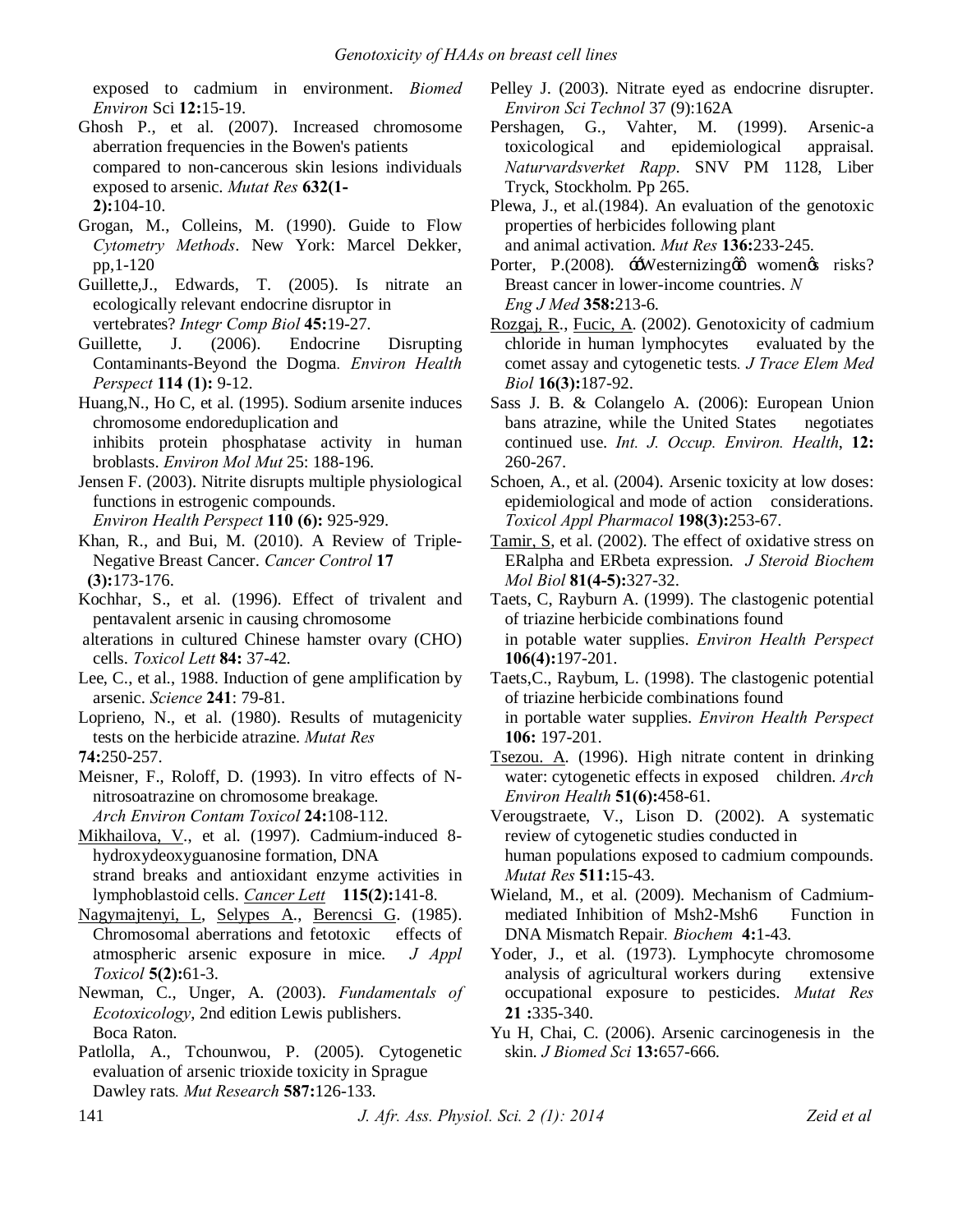exposed to cadmium in environment. *Biomed Environ* Sci **12:**15-19.

Ghosh P., et al. (2007). Increased chromosome aberration frequencies in the Bowen's patients compared to non-cancerous skin lesions individuals exposed to arsenic. *Mutat Res* **632(1-2):**104-10.

Grogan, M., Colleins, M. (1990). Guide to Flow *Cytometry Methods*. New York: Marcel Dekker, pp,1-120

Guillette,J., Edwards, T. (2005). Is nitrate an ecologically relevant endocrine disruptor in vertebrates? *Integr Comp Biol* **45:**19-27.

Guillette, J. (2006). Endocrine Disrupting Contaminants-Beyond the Dogma. *Environ Health Perspect* **114 (1):** 9-12.

Huang,N., Ho C, et al. (1995). Sodium arsenite induces chromosome endoreduplication and inhibits protein phosphatase activity in human broblasts. *Environ Mol Mut* 25: 188-196.

Jensen F. (2003). Nitrite disrupts multiple physiological functions in estrogenic compounds. *Environ Health Perspect* **110 (6):** 925-929.

Khan, R., and Bui, M. (2010). A Review of Triple-Negative Breast Cancer. *Cancer Control* **17 (3):**173-176.

Kochhar, S., et al. (1996). Effect of trivalent and pentavalent arsenic in causing chromosome alterations in cultured Chinese hamster ovary (CHO) cells. *Toxicol Lett* **84:** 37-42.

Lee, C., et al., 1988. Induction of gene amplification by arsenic. *Science* **241**: 79-81.

Loprieno, N., et al. (1980). Results of mutagenicity tests on the herbicide atrazine. *Mutat Res* **74:**250-257.

Meisner, F., Roloff, D. (1993). In vitro effects of N-nitrosoatrazine on chromosome breakage. *Arch Environ Contam Toxicol* **24:**108-112.

Mikhailova, V., et al. (1997). Cadmium-induced 8-hydroxydeoxyguanosine formation, DNA strand breaks and antioxidant enzyme activities in lymphoblastoid cells. *Cancer Lett* **115(2):**141-8.

Nagymajtenyi, L, Selypes A., Berencsi G. (1985). Chromosomal aberrations and fetotoxic effects of atmospheric arsenic exposure in mice. *J Appl Toxicol* **5(2):**61-3.

Newman, C., Unger, A. (2003). *Fundamentals of Ecotoxicology*, 2nd edition Lewis publishers. Boca Raton.

Patlolla, A., Tchounwou, P. (2005). Cytogenetic evaluation of arsenic trioxide toxicity in Sprague Dawley rats. *Mut Research* **587:**126-133.

Pelley J. (2003). Nitrate eyed as endocrine disrupter. *Environ Sci Technol* 37 (9):162A

Pershagen, G., Vahter, M. (1999). Arsenic-a toxicological and epidemiological appraisal. *Naturvardsverket Rapp*. SNV PM 1128, Liber Tryck, Stockholm. Pp 265.

Plewa, J., et al.(1984). An evaluation of the genotoxic properties of herbicides following plant and animal activation. *Mut Res* **136:**233-245.

Porter, P.(2008). ‗Westernizing' women's risks? Breast cancer in lower-income countries. *N Eng J Med* **358:**213-6.

Rozgaj, R., Fucic, A. (2002). Genotoxicity of cadmium chloride in human lymphocytes evaluated by the comet assay and cytogenetic tests. *J Trace Elem Med Biol* **16(3):**187-92.

Sass J. B. & Colangelo A. (2006): European Union bans atrazine, while the United States negotiates continued use. *Int. J. Occup. Environ. Health*, **12:** 260-267.

Schoen, A., et al. (2004). Arsenic toxicity at low doses: epidemiological and mode of action considerations. *Toxicol Appl Pharmacol* **198(3):**253-67.

Tamir, S, et al. (2002). The effect of oxidative stress on ERalpha and ERbeta expression. *J Steroid Biochem Mol Biol* **81(4-5):**327-32.

Taets, C, Rayburn A. (1999). The clastogenic potential of triazine herbicide combinations found in potable water supplies. *Environ Health Perspect* **106(4):**197-201.

Taets,C., Raybum, L. (1998). The clastogenic potential of triazine herbicide combinations found in portable water supplies. *Environ Health Perspect* **106:** 197-201.

Tsezou. A. (1996). High nitrate content in drinking water: cytogenetic effects in exposed children. *Arch Environ Health* **51(6):**458-61.

Verougstraete, V., Lison D. (2002). A systematic review of cytogenetic studies conducted in human populations exposed to cadmium compounds. *Mutat Res* **511:**15-43.

Wieland, M., et al. (2009). Mechanism of Cadmium-mediated Inhibition of Msh2-Msh6 Function in DNA Mismatch Repair. *Biochem* **4:**1-43.

Yoder, J., et al. (1973). Lymphocyte chromosome analysis of agricultural workers during extensive occupational exposure to pesticides. *Mutat Res* **21 :**335-340.

Yu H, Chai, C. (2006). Arsenic carcinogenesis in the skin. *J Biomed Sci* **13:**657-666.